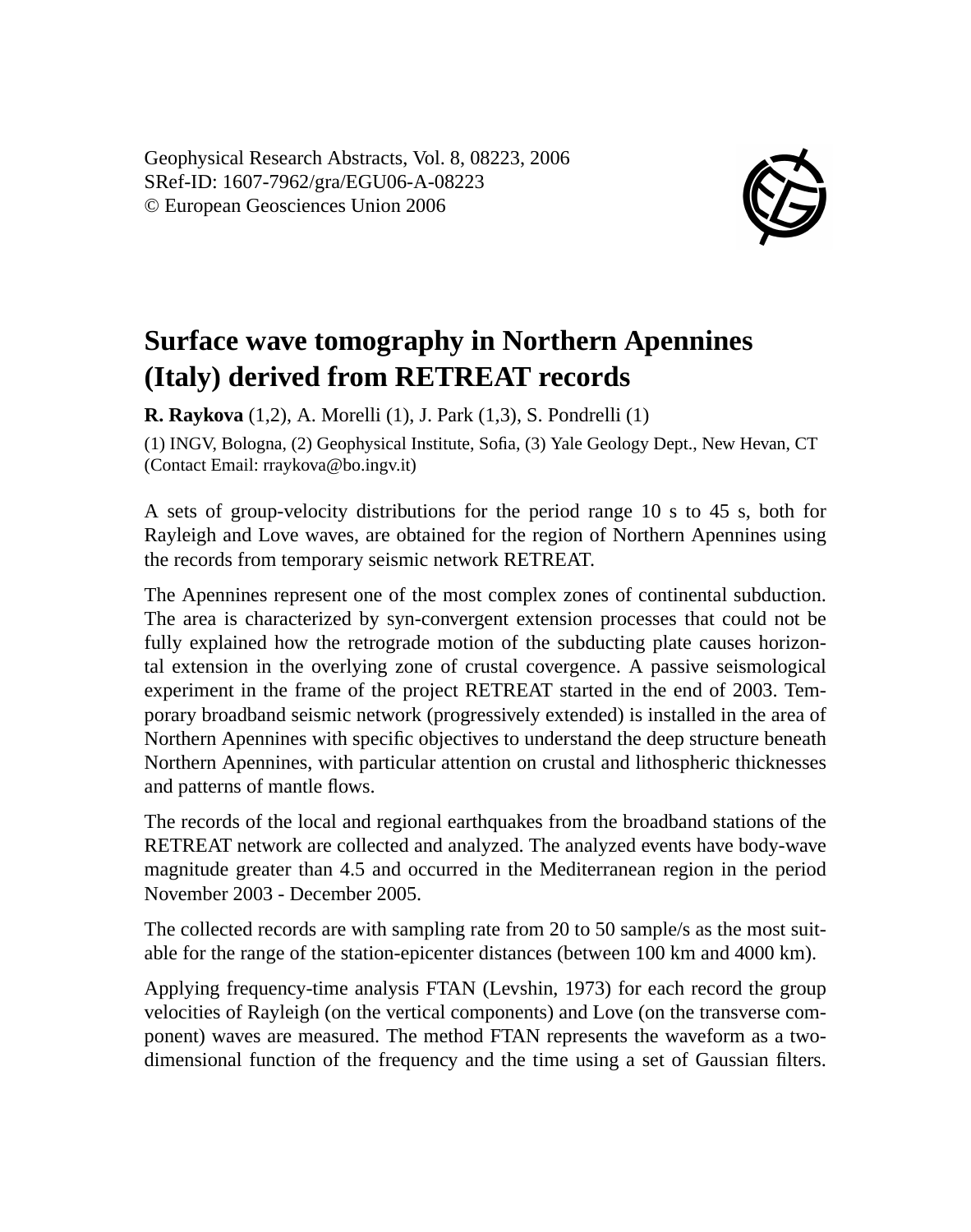Geophysical Research Abstracts, Vol. 8, 08223, 2006
SRef-ID: 1607-7962/gra/EGU06-A-08223
© European Geosciences Union 2006

# Surface wave tomography in Northern Apennines (Italy) derived from RETREAT records

**R. Raykova** (1,2), A. Morelli (1), J. Park (1,3), S. Pondrelli (1)

(1) INGV, Bologna, (2) Geophysical Institute, Sofia, (3) Yale Geology Dept., New Hevan, CT (Contact Email: rraykova@bo.ingv.it)

A sets of group-velocity distributions for the period range 10 s to 45 s, both for Rayleigh and Love waves, are obtained for the region of Northern Apennines using the records from temporary seismic network RETREAT.

The Apennines represent one of the most complex zones of continental subduction. The area is characterized by syn-convergent extension processes that could not be fully explained how the retrograde motion of the subducting plate causes horizontal extension in the overlying zone of crustal covergence. A passive seismological experiment in the frame of the project RETREAT started in the end of 2003. Temporary broadband seismic network (progressively extended) is installed in the area of Northern Apennines with specific objectives to understand the deep structure beneath Northern Apennines, with particular attention on crustal and lithospheric thicknesses and patterns of mantle flows.

The records of the local and regional earthquakes from the broadband stations of the RETREAT network are collected and analyzed. The analyzed events have body-wave magnitude greater than 4.5 and occurred in the Mediterranean region in the period November 2003 - December 2005.

The collected records are with sampling rate from 20 to 50 sample/s as the most suitable for the range of the station-epicenter distances (between 100 km and 4000 km).

Applying frequency-time analysis FTAN (Levshin, 1973) for each record the group velocities of Rayleigh (on the vertical components) and Love (on the transverse component) waves are measured. The method FTAN represents the waveform as a two-dimensional function of the frequency and the time using a set of Gaussian filters.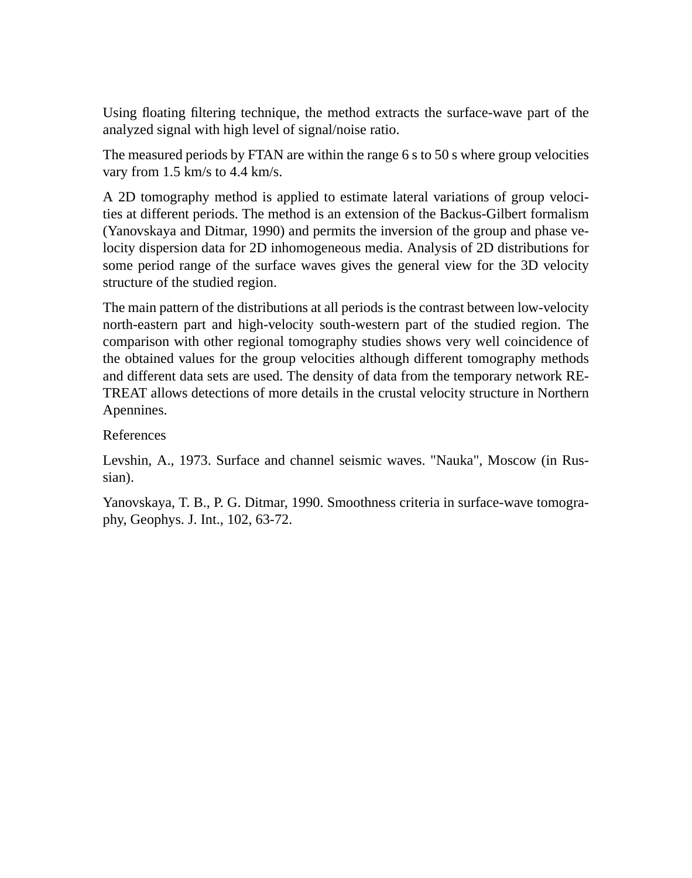Using floating filtering technique, the method extracts the surface-wave part of the analyzed signal with high level of signal/noise ratio.

The measured periods by FTAN are within the range 6 s to 50 s where group velocities vary from 1.5 km/s to 4.4 km/s.

A 2D tomography method is applied to estimate lateral variations of group velocities at different periods. The method is an extension of the Backus-Gilbert formalism (Yanovskaya and Ditmar, 1990) and permits the inversion of the group and phase velocity dispersion data for 2D inhomogeneous media. Analysis of 2D distributions for some period range of the surface waves gives the general view for the 3D velocity structure of the studied region.

The main pattern of the distributions at all periods is the contrast between low-velocity north-eastern part and high-velocity south-western part of the studied region. The comparison with other regional tomography studies shows very well coincidence of the obtained values for the group velocities although different tomography methods and different data sets are used. The density of data from the temporary network RETREAT allows detections of more details in the crustal velocity structure in Northern Apennines.

References

Levshin, A., 1973. Surface and channel seismic waves. "Nauka", Moscow (in Russian).

Yanovskaya, T. B., P. G. Ditmar, 1990. Smoothness criteria in surface-wave tomography, Geophys. J. Int., 102, 63-72.